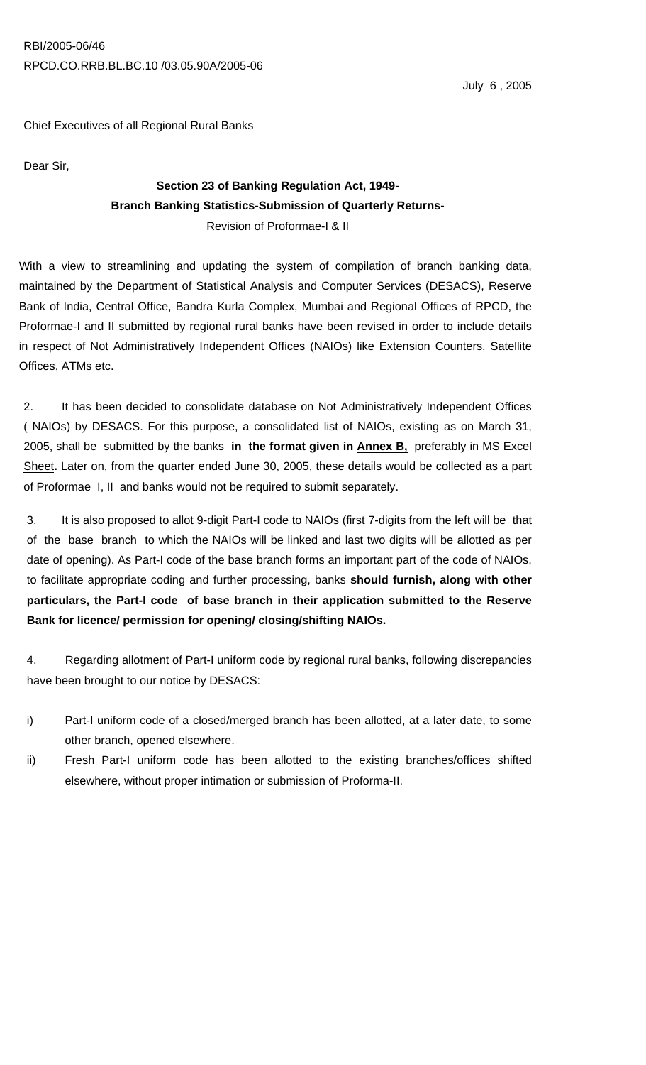RBI/2005-06/46

RPCD.CO.RRB.BL.BC.10 /03.05.90A/2005-06

July 6 , 2005

Chief Executives of all Regional Rural Banks

Dear Sir,

**Section 23 of Banking Regulation Act, 1949-**

**Branch Banking Statistics-Submission of Quarterly Returns-**

Revision of Proformae-I & II

With a view to streamlining and updating the system of compilation of branch banking data, maintained by the Department of Statistical Analysis and Computer Services (DESACS), Reserve Bank of India, Central Office, Bandra Kurla Complex, Mumbai and Regional Offices of RPCD, the Proformae-I and II submitted by regional rural banks have been revised in order to include details in respect of Not Administratively Independent Offices (NAIOs) like Extension Counters, Satellite Offices, ATMs etc.

2. It has been decided to consolidate database on Not Administratively Independent Offices ( NAIOs) by DESACS. For this purpose, a consolidated list of NAIOs, existing as on March 31, 2005, shall be submitted by the banks **in the format given in Annex B,** preferably in MS Excel Sheet**.** Later on, from the quarter ended June 30, 2005, these details would be collected as a part of Proformae I, II and banks would not be required to submit separately.

3. It is also proposed to allot 9-digit Part-I code to NAIOs (first 7-digits from the left will be that of the base branch to which the NAIOs will be linked and last two digits will be allotted as per date of opening). As Part-I code of the base branch forms an important part of the code of NAIOs, to facilitate appropriate coding and further processing, banks **should furnish, along with other particulars, the Part-I code of base branch in their application submitted to the Reserve Bank for licence/ permission for opening/ closing/shifting NAIOs.**

4. Regarding allotment of Part-I uniform code by regional rural banks, following discrepancies have been brought to our notice by DESACS:

i) Part-I uniform code of a closed/merged branch has been allotted, at a later date, to some other branch, opened elsewhere.

ii) Fresh Part-I uniform code has been allotted to the existing branches/offices shifted elsewhere, without proper intimation or submission of Proforma-II.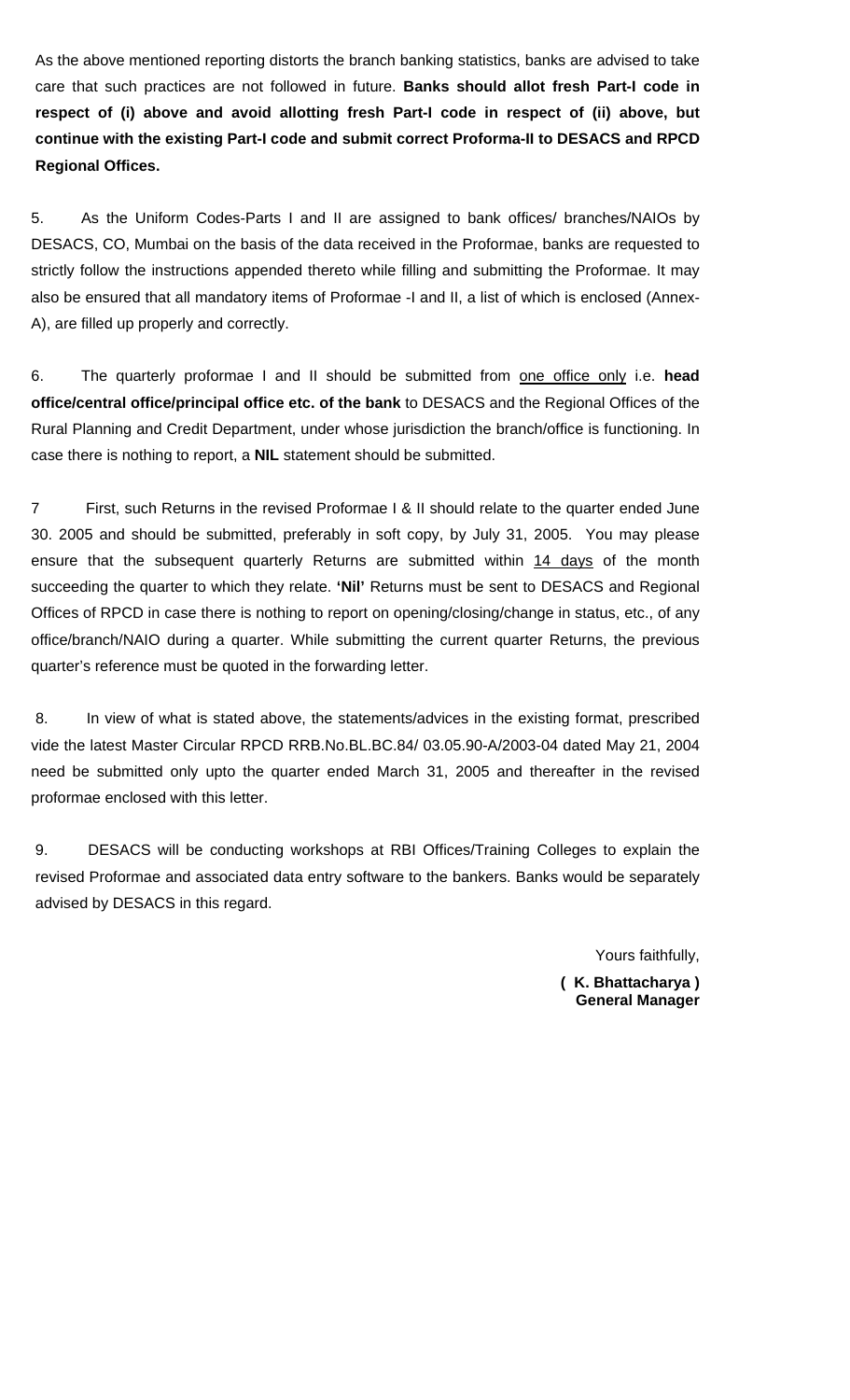As the above mentioned reporting distorts the branch banking statistics, banks are advised to take care that such practices are not followed in future. **Banks should allot fresh Part-I code in respect of (i) above and avoid allotting fresh Part-I code in respect of (ii) above, but continue with the existing Part-I code and submit correct Proforma-II to DESACS and RPCD Regional Offices.**

5. As the Uniform Codes-Parts I and II are assigned to bank offices/ branches/NAIOs by DESACS, CO, Mumbai on the basis of the data received in the Proformae, banks are requested to strictly follow the instructions appended thereto while filling and submitting the Proformae. It may also be ensured that all mandatory items of Proformae -I and II, a list of which is enclosed (Annex-A), are filled up properly and correctly.

6. The quarterly proformae I and II should be submitted from one office only i.e. **head office/central office/principal office etc. of the bank** to DESACS and the Regional Offices of the Rural Planning and Credit Department, under whose jurisdiction the branch/office is functioning. In case there is nothing to report, a **NIL** statement should be submitted.

7 First, such Returns in the revised Proformae I & II should relate to the quarter ended June 30. 2005 and should be submitted, preferably in soft copy, by July 31, 2005. You may please ensure that the subsequent quarterly Returns are submitted within 14 days of the month succeeding the quarter to which they relate. **'Nil'** Returns must be sent to DESACS and Regional Offices of RPCD in case there is nothing to report on opening/closing/change in status, etc., of any office/branch/NAIO during a quarter. While submitting the current quarter Returns, the previous quarter's reference must be quoted in the forwarding letter.

8. In view of what is stated above, the statements/advices in the existing format, prescribed vide the latest Master Circular RPCD RRB.No.BL.BC.84/ 03.05.90-A/2003-04 dated May 21, 2004 need be submitted only upto the quarter ended March 31, 2005 and thereafter in the revised proformae enclosed with this letter.

9. DESACS will be conducting workshops at RBI Offices/Training Colleges to explain the revised Proformae and associated data entry software to the bankers. Banks would be separately advised by DESACS in this regard.

Yours faithfully,

**( K. Bhattacharya )**
**General Manager**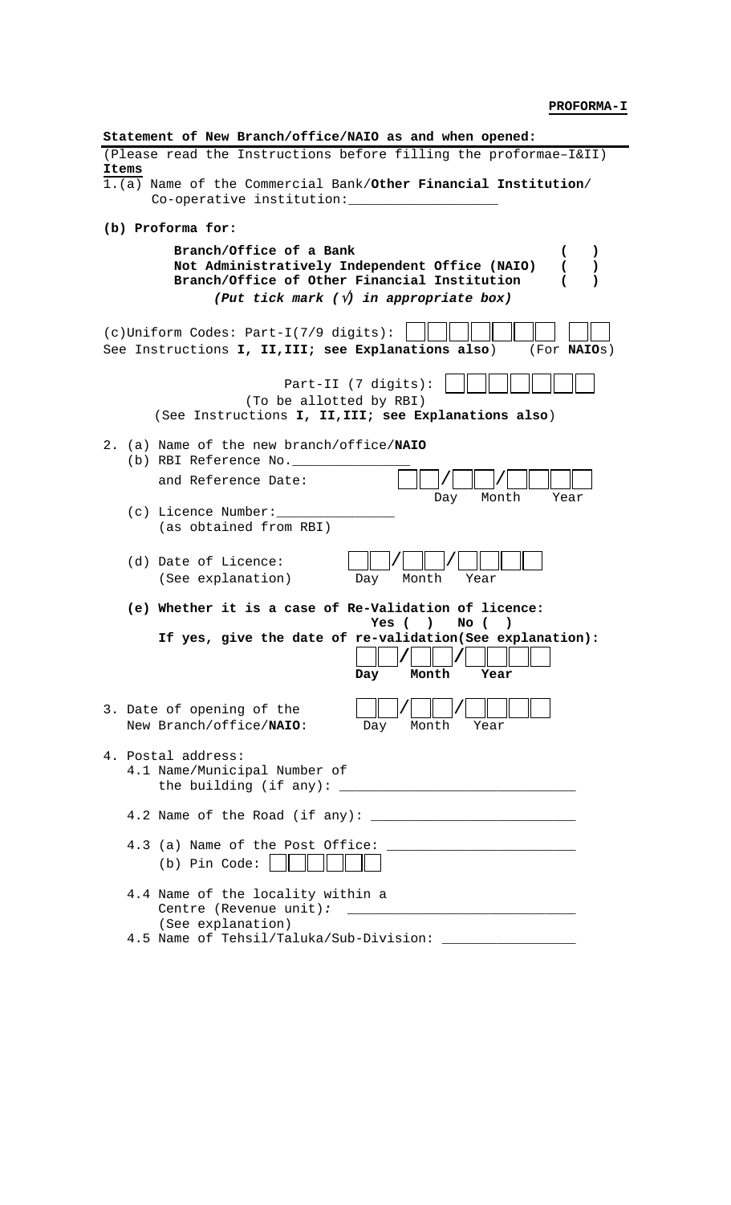**PROFORMA-I**

**Statement of New Branch/office/NAIO as and when opened:**

(Please read the Instructions before filling the proformae–I&II)

**Items**

1.(a) Name of the Commercial Bank/**Other Financial Institution**/ Co-operative institution:__________________

**(b) Proforma for:**

**Branch/Office of a Bank** ( )
**Not Administratively Independent Office (NAIO)** ( )
**Branch/Office of Other Financial Institution** ( )

***(Put tick mark (√) in appropriate box)***

(c)Uniform Codes: Part-I(7/9 digits): [ ][ ][ ][ ][ ][ ][ ] [ ][ ]
See Instructions **I, II,III; see Explanations also**) (For **NAIO**s)

Part-II (7 digits): [ ][ ][ ][ ][ ][ ][ ]
(To be allotted by RBI)
(See Instructions **I, II,III; see Explanations also**)

2. (a) Name of the new branch/office/**NAIO**

   (b) RBI Reference No._______________

   and Reference Date: [ ][ ]/[ ][ ]/[ ][ ][ ][ ]
   Day Month Year

   (c) Licence Number:_______________
   (as obtained from RBI)

   (d) Date of Licence: [ ][ ]/[ ][ ]/[ ][ ][ ][ ]
   (See explanation) Day Month Year

   **(e) Whether it is a case of Re-Validation of licence:**
   **Yes ( ) No ( )**
   **If yes, give the date of re-validation(See explanation):**
   [ ][ ]/[ ][ ]/[ ][ ][ ][ ]
   **Day Month Year**

3. Date of opening of the New Branch/office/**NAIO**: [ ][ ]/[ ][ ]/[ ][ ][ ][ ]
   Day Month Year

4. Postal address:

   4.1 Name/Municipal Number of the building (if any): ______________________________

   4.2 Name of the Road (if any): __________________________

   4.3 (a) Name of the Post Office: ________________________
   (b) Pin Code: [ ][ ][ ][ ][ ][ ]

   4.4 Name of the locality within a Centre (Revenue unit)*:* ____________________________
   (See explanation)

   4.5 Name of Tehsil/Taluka/Sub-Division: ________________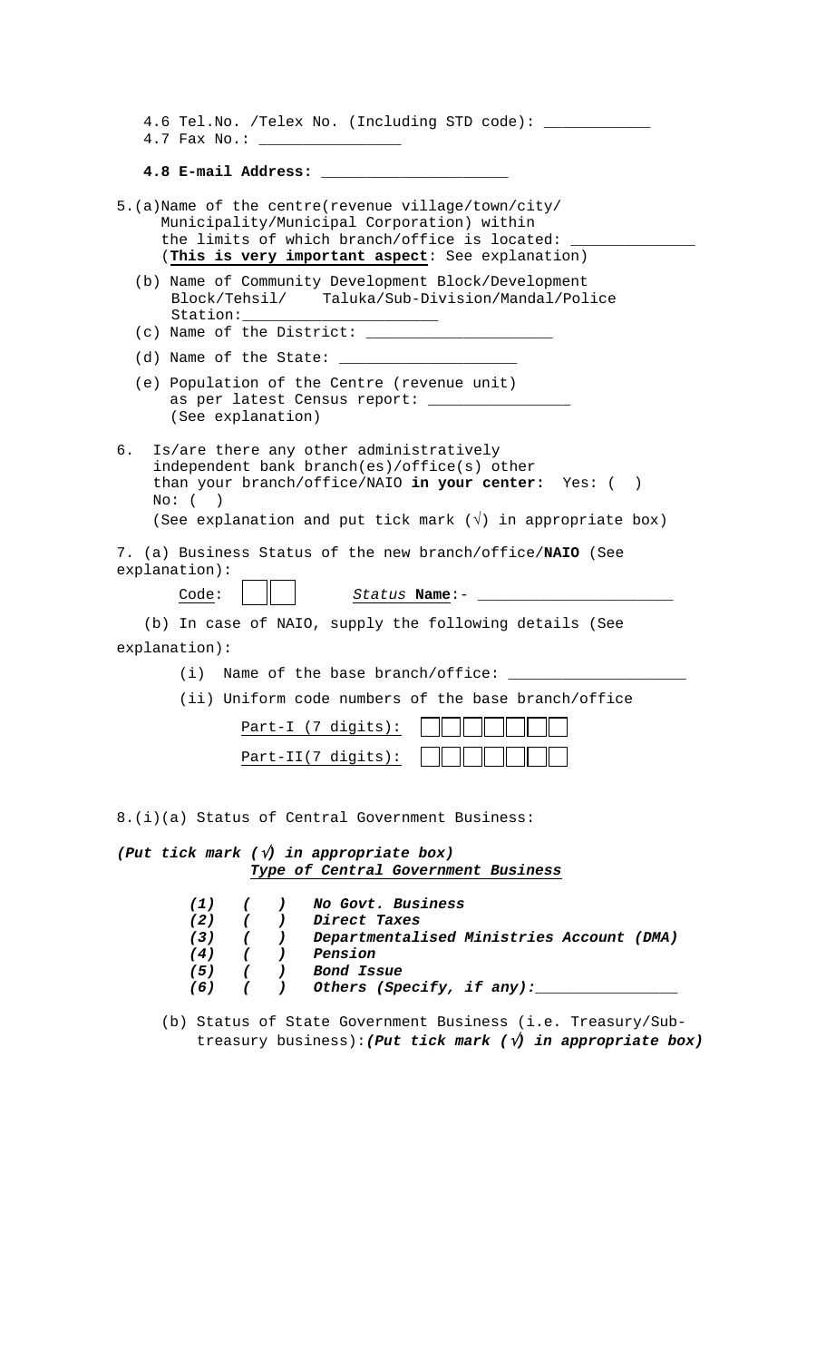4.6 Tel.No. /Telex No. (Including STD code): ____________

4.7 Fax No.: ________________

**4.8 E-mail Address:** _____________________

5.(a) Name of the centre(revenue village/town/city/ Municipality/Municipal Corporation) within the limits of which branch/office is located: ______________ (**This is very important aspect**: See explanation)

(b) Name of Community Development Block/Development Block/Tehsil/ Taluka/Sub-Division/Mandal/Police Station:______________________

(c) Name of the District: ____________________

(d) Name of the State: ___________________

(e) Population of the Centre (revenue unit) as per latest Census report: ________________ (See explanation)

6. Is/are there any other administratively independent bank branch(es)/office(s) other than your branch/office/NAIO **in your center:** Yes: ( ) No: ( )

(See explanation and put tick mark (√) in appropriate box)

7. (a) Business Status of the new branch/office/**NAIO** (See explanation):

Code: [ ][ ]  *Status* **Name**:- ______________________

(b) In case of NAIO, supply the following details (See explanation):

(i) Name of the base branch/office: ____________________

(ii) Uniform code numbers of the base branch/office

Part-I (7 digits): [ ][ ][ ][ ][ ][ ][ ]

Part-II(7 digits): [ ][ ][ ][ ][ ][ ][ ]

8.(i)(a) Status of Central Government Business:

***(Put tick mark (√) in appropriate box)***

***Type of Central Government Business***

*(1) ( ) No Govt. Business*

*(2) ( ) Direct Taxes*

*(3) ( ) Departmentalised Ministries Account (DMA)*

*(4) ( ) Pension*

*(5) ( ) Bond Issue*

*(6) ( ) Others (Specify, if any):________________*

(b) Status of State Government Business (i.e. Treasury/Sub-treasury business):***(Put tick mark (√) in appropriate box)***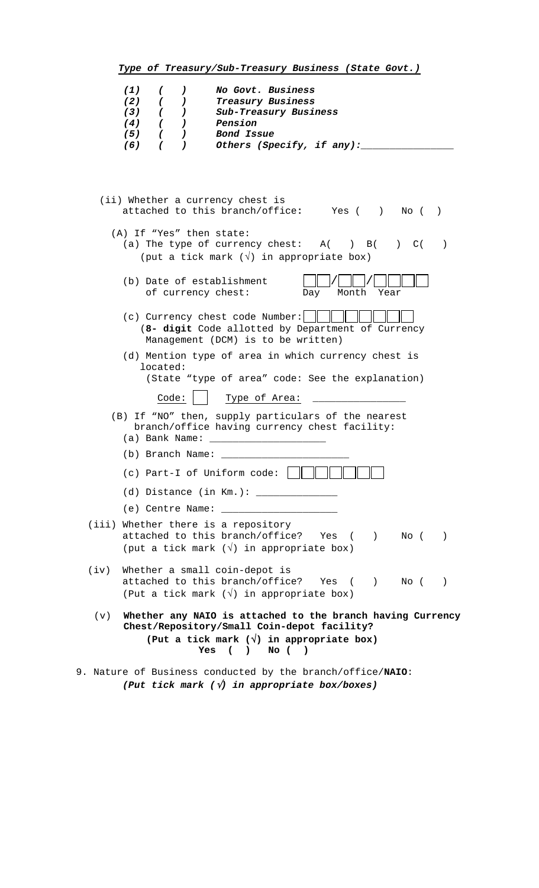***Type of Treasury/Sub-Treasury Business (State Govt.)***

***(1) ( ) No Govt. Business***
***(2) ( ) Treasury Business***
***(3) ( ) Sub-Treasury Business***
***(4) ( ) Pension***
***(5) ( ) Bond Issue***
***(6) ( ) Others (Specify, if any):_______________***

(ii) Whether a currency chest is attached to this branch/office**:** Yes ( ) No ( )

(A) If "Yes" then state:

(a) The type of currency chest: A( ) B( ) C( )
(put a tick mark (√) in appropriate box)

(b) Date of establishment of currency chest: [ ][ ]/[ ][ ]/[ ][ ][ ][ ]
Day Month Year

(c) Currency chest code Number: [ ][ ][ ][ ][ ][ ][ ][ ]
(**8- digit** Code allotted by Department of Currency Management (DCM) is to be written)

(d) Mention type of area in which currency chest is located:
(State "type of area" code: See the explanation)

Code: [ ] Type of Area: _______________

(B) If "NO" then, supply particulars of the nearest branch/office having currency chest facility:

(a) Bank Name: ___________________

(b) Branch Name: _____________________

(c) Part-I of Uniform code: [ ][ ][ ][ ][ ][ ][ ]

(d) Distance (in Km.): _____________

(e) Centre Name: ___________________

(iii) Whether there is a repository attached to this branch/office? Yes ( ) No ( )
(put a tick mark (√) in appropriate box)

(iv) Whether a small coin-depot is attached to this branch/office? Yes ( ) No ( )
(Put a tick mark (√) in appropriate box)

(v) **Whether any NAIO is attached to the branch having Currency Chest/Repository/Small Coin-depot facility?**
**(Put a tick mark (√) in appropriate box)**
**Yes ( ) No ( )**

9. Nature of Business conducted by the branch/office/**NAIO**:
***(Put tick mark (√) in appropriate box/boxes)***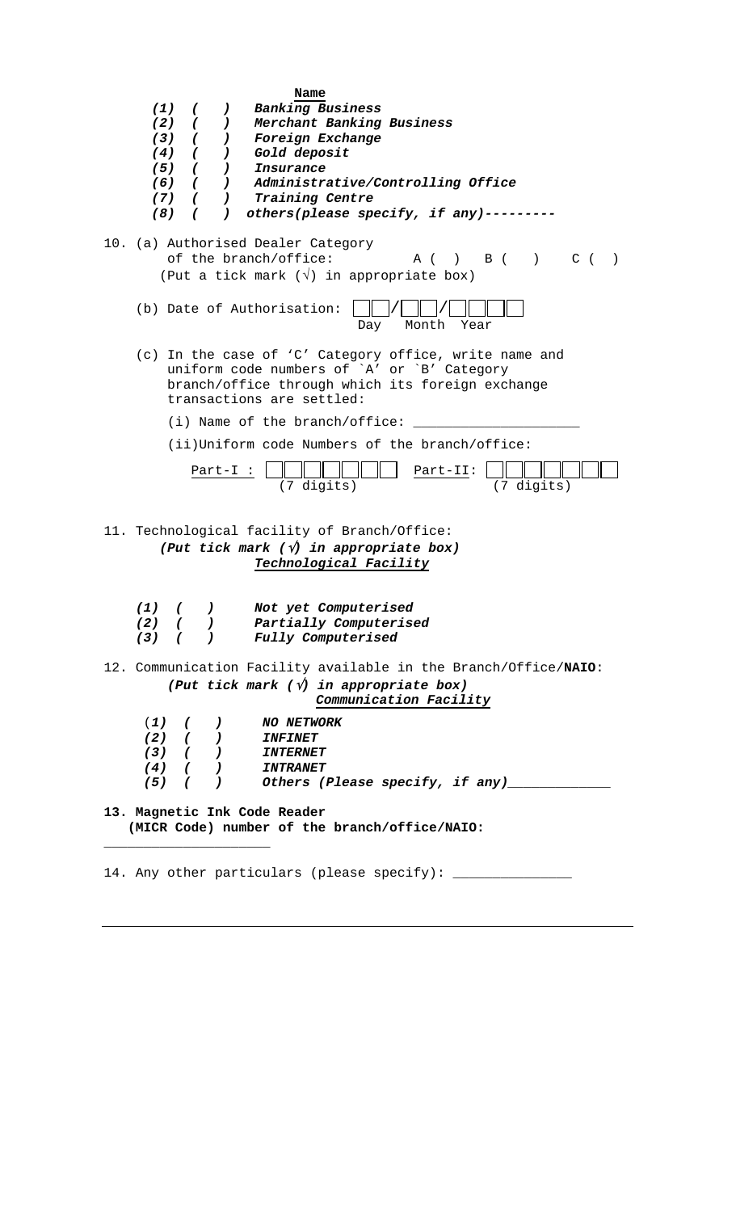**Name**

***(1) ( ) Banking Business***
***(2) ( ) Merchant Banking Business***
***(3) ( ) Foreign Exchange***
***(4) ( ) Gold deposit***
***(5) ( ) Insurance***
***(6) ( ) Administrative/Controlling Office***
***(7) ( ) Training Centre***
***(8) ( ) others(please specify, if any)---------***

10. (a) Authorised Dealer Category of the branch/office: A ( ) B ( ) C ( )
(Put a tick mark (√) in appropriate box)

(b) Date of Authorisation: [ ][ ]/[ ][ ]/[ ][ ][ ][ ]
Day Month Year

(c) In the case of 'C' Category office, write name and uniform code numbers of `A' or `B' Category branch/office through which its foreign exchange transactions are settled:

(i) Name of the branch/office: ____________________

(ii)Uniform code Numbers of the branch/office:

Part-I : [ ][ ][ ][ ][ ][ ][ ] (7 digits) Part-II: [ ][ ][ ][ ][ ][ ][ ] (7 digits)

11. Technological facility of Branch/Office:
***(Put tick mark (√) in appropriate box)***
***Technological Facility***

***(1) ( ) Not yet Computerised***
***(2) ( ) Partially Computerised***
***(3) ( ) Fully Computerised***

12. Communication Facility available in the Branch/Office/**NAIO**:
***(Put tick mark (√) in appropriate box)***
***Communication Facility***

***(1) ( ) NO NETWORK***
***(2) ( ) INFINET***
***(3) ( ) INTERNET***
***(4) ( ) INTRANET***
***(5) ( ) Others (Please specify, if any)_____________***

**13. Magnetic Ink Code Reader (MICR Code) number of the branch/office/NAIO:**
_____________________

14. Any other particulars (please specify): _______________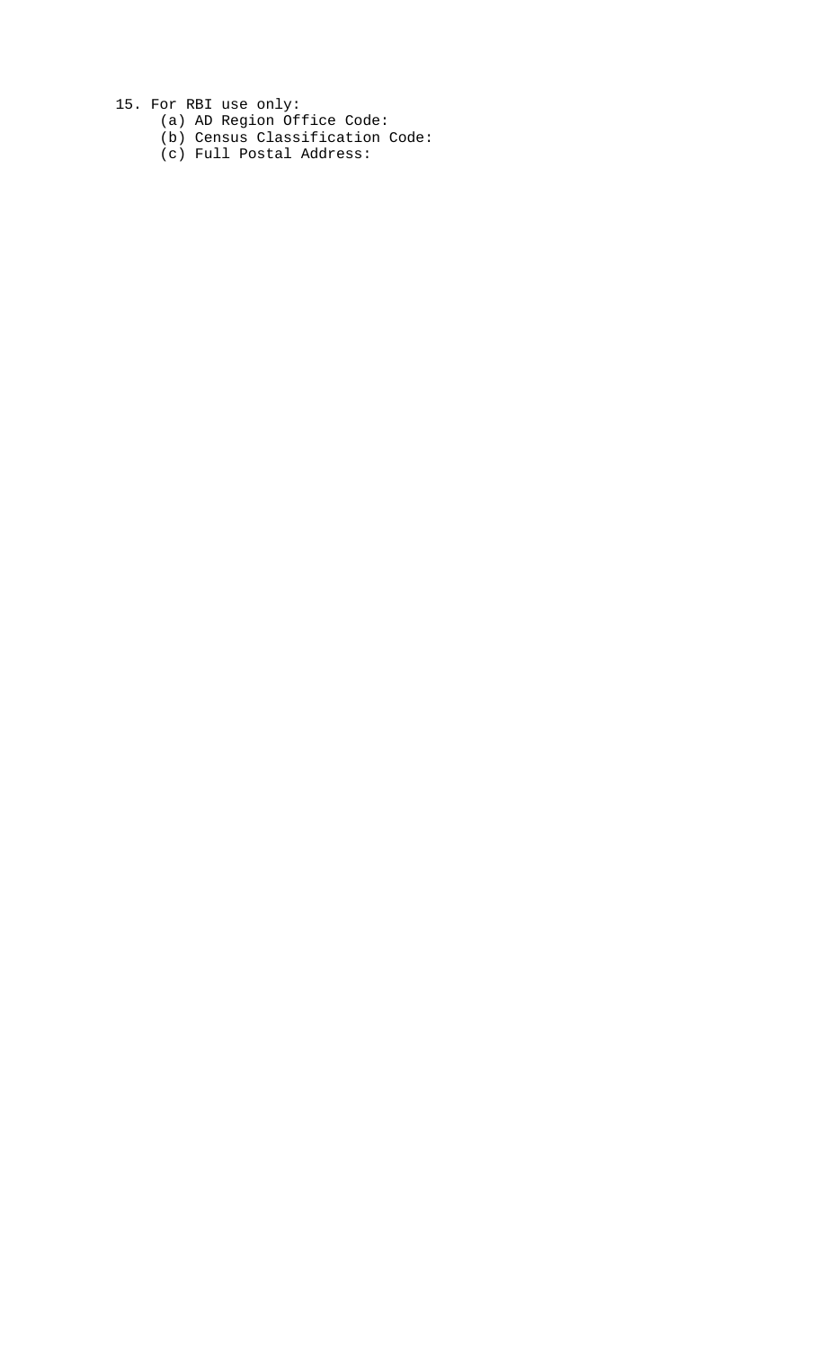15. For RBI use only:
    - (a) AD Region Office Code:
    - (b) Census Classification Code:
    - (c) Full Postal Address: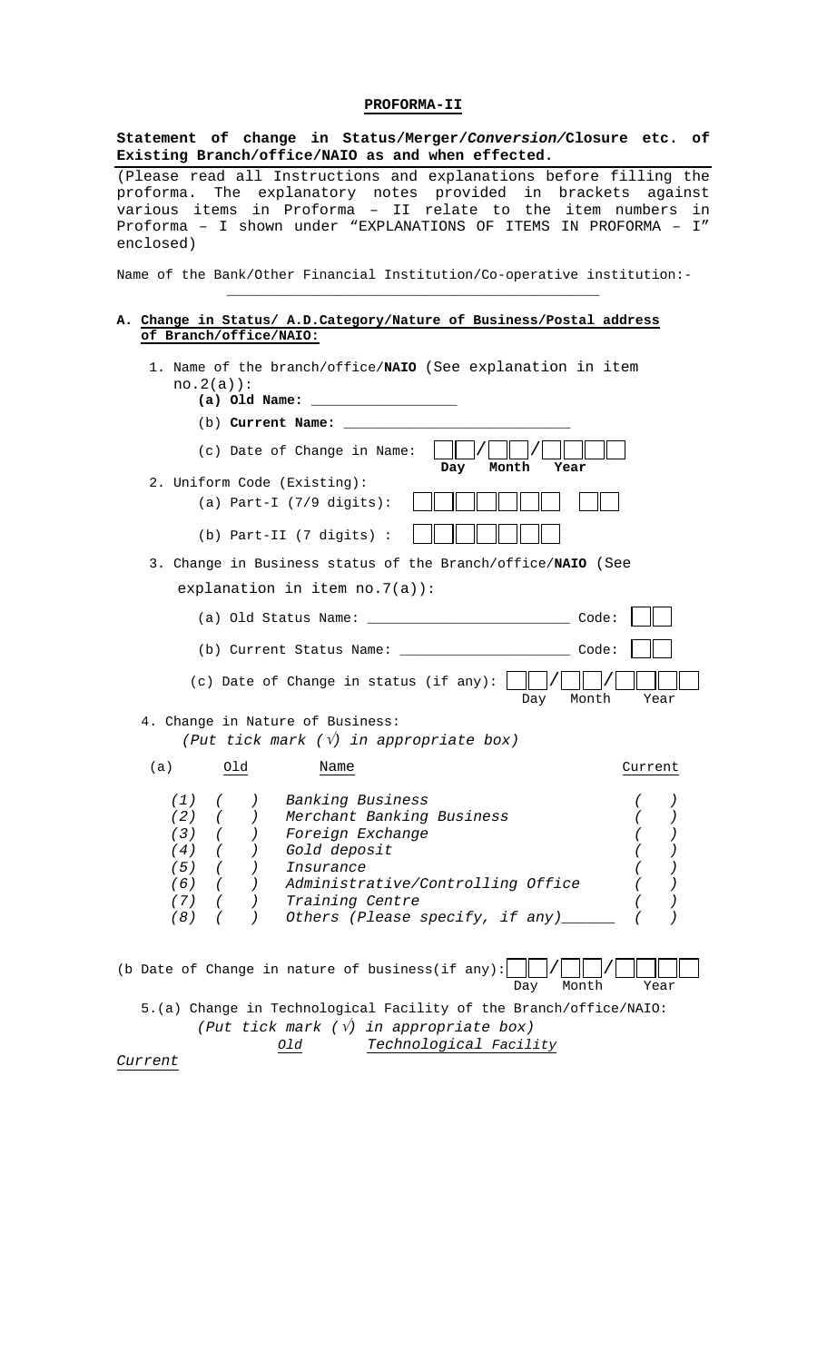**PROFORMA-II**

**Statement of change in Status/Merger/*Conversion/*Closure etc. of Existing Branch/office/NAIO as and when effected.**

(Please read all Instructions and explanations before filling the proforma. The explanatory notes provided in brackets against various items in Proforma – II relate to the item numbers in Proforma – I shown under "EXPLANATIONS OF ITEMS IN PROFORMA – I" enclosed)

Name of the Bank/Other Financial Institution/Co-operative institution:- ____________________________________________

**A. Change in Status/ A.D.Category/Nature of Business/Postal address of Branch/office/NAIO:**

1. Name of the branch/office/**NAIO** (See explanation in item no.2(a)):
   - **(a) Old Name:** _________________
   - (b) **Current Name:** ____________________________
   - (c) Date of Change in Name: [ ][ ]/[ ][ ]/[ ][ ][ ][ ] (**Day** / **Month** / **Year**)

2. Uniform Code (Existing):
   - (a) Part-I (7/9 digits): [ ][ ][ ][ ][ ][ ][ ] [ ][ ]
   - (b) Part-II (7 digits) : [ ][ ][ ][ ][ ][ ][ ]

3. Change in Business status of the Branch/office/**NAIO** (See explanation in item no.7(a)):
   - (a) Old Status Name: ________________________ Code: [ ][ ]
   - (b) Current Status Name: ____________________ Code: [ ][ ]
   - (c) Date of Change in status (if any): [ ][ ]/[ ][ ]/[ ][ ][ ][ ] (Day / Month / Year)

4. Change in Nature of Business:
   *(Put tick mark (√) in appropriate box)*

| (a) | Old | Name | Current |
|---|---|---|---|
| *(1)* | *( )* | *Banking Business* | *( )* |
| *(2)* | *( )* | *Merchant Banking Business* | *( )* |
| *(3)* | *( )* | *Foreign Exchange* | *( )* |
| *(4)* | *( )* | *Gold deposit* | *( )* |
| *(5)* | *( )* | *Insurance* | *( )* |
| *(6)* | *( )* | *Administrative/Controlling Office* | *( )* |
| *(7)* | *( )* | *Training Centre* | *( )* |
| *(8)* | *( )* | *Others (Please specify, if any)______* | *( )* |

(b Date of Change in nature of business(if any): [ ][ ]/[ ][ ]/[ ][ ][ ][ ] (Day / Month / Year)

5.(a) Change in Technological Facility of the Branch/office/NAIO:
*(Put tick mark (√) in appropriate box)*

*Old* *Technological Facility* *Current*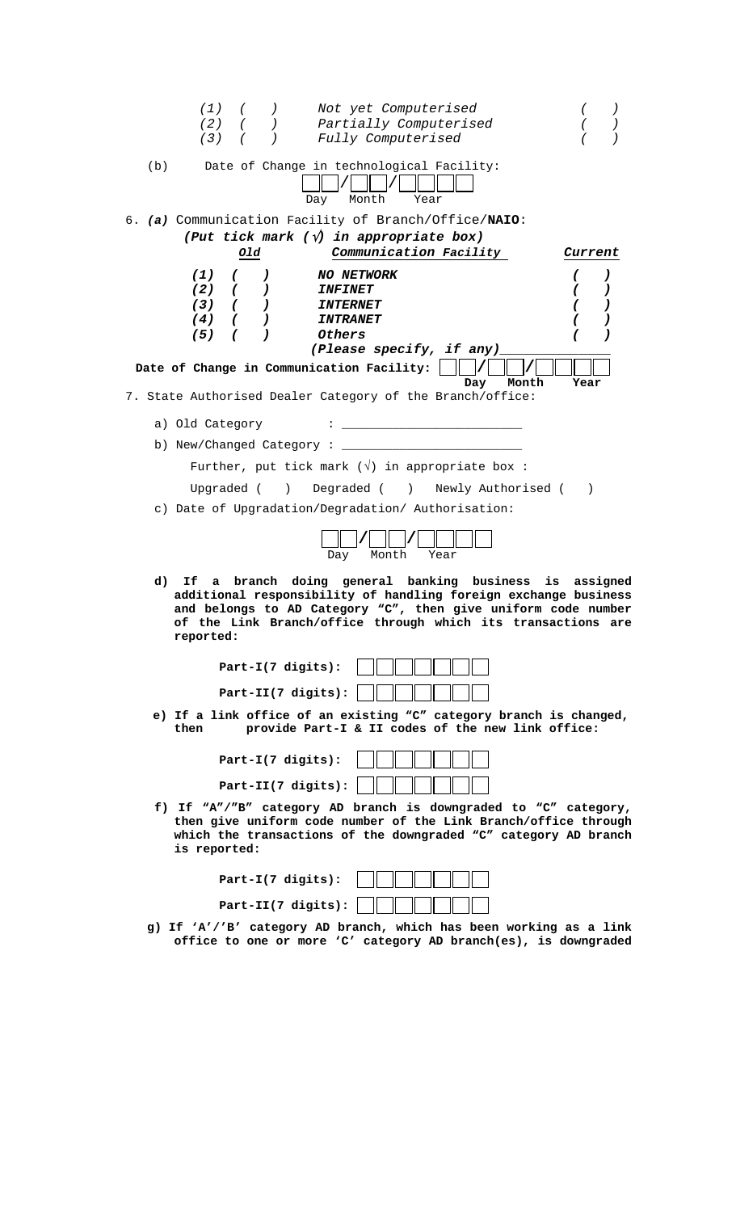| | | |
|---|---|---|
| (1) ( ) | *Not yet Computerised* | ( ) |
| (2) ( ) | *Partially Computerised* | ( ) |
| (3) ( ) | *Fully Computerised* | ( ) |

(b) Date of Change in technological Facility: __ __ / __ __ / __ __ __ __ (Day Month Year)

6. ***(a)*** Communication Facility of Branch/Office/**NAIO**:

***(Put tick mark (√) in appropriate box)***

| ***Old*** | ***Communication Facility*** | ***Current*** |
|---|---|---|
| ***(1) ( )*** | ***NO NETWORK*** | ***( )*** |
| ***(2) ( )*** | ***INFINET*** | ***( )*** |
| ***(3) ( )*** | ***INTERNET*** | ***( )*** |
| ***(4) ( )*** | ***INTRANET*** | ***( )*** |
| ***(5) ( )*** | ***Others*** | ***( )*** |
| | ***(Please specify, if any)*** ______________ | |

**Date of Change in Communication Facility:** __ __ / __ __ / __ __ __ __ (**Day Month Year**)

7. State Authorised Dealer Category of the Branch/office:

a) Old Category : ________________________

b) New/Changed Category : ________________________

Further, put tick mark (√) in appropriate box :

Upgraded ( ) Degraded ( ) Newly Authorised ( )

c) Date of Upgradation/Degradation/ Authorisation:

__ __ / __ __ / __ __ __ __ (Day Month Year)

**d) If a branch doing general banking business is assigned additional responsibility of handling foreign exchange business and belongs to AD Category "C", then give uniform code number of the Link Branch/office through which its transactions are reported:**

**Part-I(7 digits):** __ __ __ __ __ __ __

**Part-II(7 digits):** __ __ __ __ __ __ __

**e) If a link office of an existing "C" category branch is changed, then provide Part-I & II codes of the new link office:**

**Part-I(7 digits):** __ __ __ __ __ __ __

**Part-II(7 digits):** __ __ __ __ __ __ __

**f) If "A"/"B" category AD branch is downgraded to "C" category, then give uniform code number of the Link Branch/office through which the transactions of the downgraded "C" category AD branch is reported:**

**Part-I(7 digits):** __ __ __ __ __ __ __

**Part-II(7 digits):** __ __ __ __ __ __ __

**g) If 'A'/'B' category AD branch, which has been working as a link office to one or more 'C' category AD branch(es), is downgraded**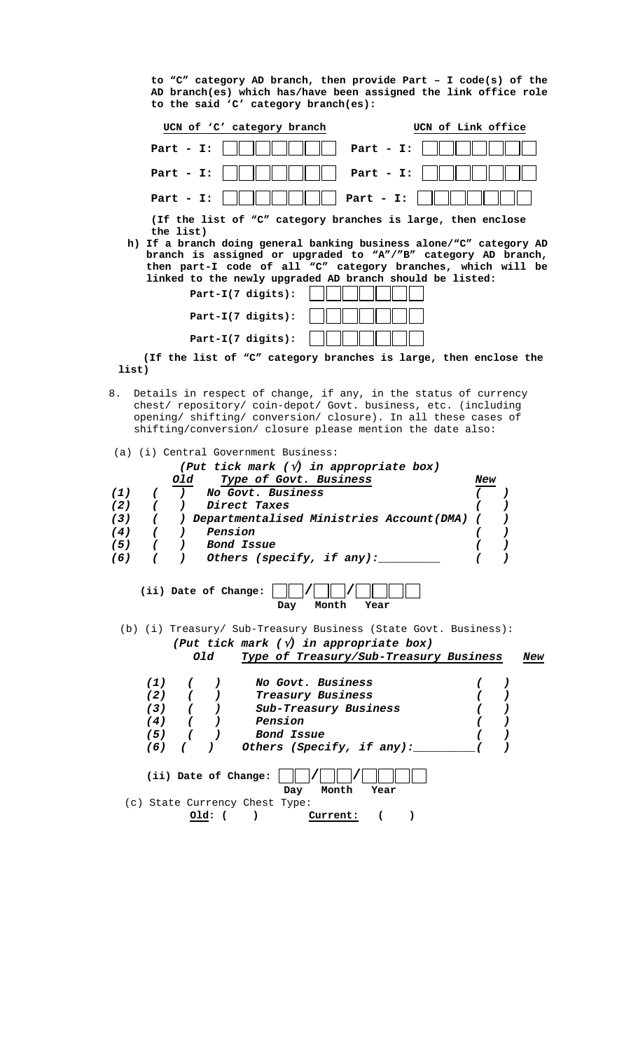**to "C" category AD branch, then provide Part – I code(s) of the AD branch(es) which has/have been assigned the link office role to the said 'C' category branch(es):**

| UCN of 'C' category branch | UCN of Link office |
|---|---|
| Part - I: ☐☐☐☐☐☐☐ | Part - I: ☐☐☐☐☐☐☐ |
| Part - I: ☐☐☐☐☐☐☐ | Part - I: ☐☐☐☐☐☐☐ |
| Part - I: ☐☐☐☐☐☐☐ | Part - I: ☐☐☐☐☐☐☐ |

**(If the list of "C" category branches is large, then enclose the list)**

**h) If a branch doing general banking business alone/"C" category AD branch is assigned or upgraded to "A"/"B" category AD branch, then part-I code of all "C" category branches, which will be linked to the newly upgraded AD branch should be listed:**

**Part-I(7 digits):** ☐☐☐☐☐☐☐

**Part-I(7 digits):** ☐☐☐☐☐☐☐

**Part-I(7 digits):** ☐☐☐☐☐☐☐

**(If the list of "C" category branches is large, then enclose the list)**

8. Details in respect of change, if any, in the status of currency chest/ repository/ coin-depot/ Govt. business, etc. (including opening/ shifting/ conversion/ closure). In all these cases of shifting/conversion/ closure please mention the date also:

(a) (i) Central Government Business:

***(Put tick mark (√) in appropriate box)***

| | Old | Type of Govt. Business | New |
|---|---|---|---|
| (1) | ( ) | No Govt. Business | ( ) |
| (2) | ( ) | Direct Taxes | ( ) |
| (3) | ( ) | Departmentalised Ministries Account(DMA) | ( ) |
| (4) | ( ) | Pension | ( ) |
| (5) | ( ) | Bond Issue | ( ) |
| (6) | ( ) | Others (specify, if any):_________ | ( ) |

**(ii) Date of Change:** ☐☐/☐☐/☐☐☐☐ (Day Month Year)

(b) (i) Treasury/ Sub-Treasury Business (State Govt. Business):

***(Put tick mark (√) in appropriate box)***

| | Old | Type of Treasury/Sub-Treasury Business | New |
|---|---|---|---|
| (1) | ( ) | No Govt. Business | ( ) |
| (2) | ( ) | Treasury Business | ( ) |
| (3) | ( ) | Sub-Treasury Business | ( ) |
| (4) | ( ) | Pension | ( ) |
| (5) | ( ) | Bond Issue | ( ) |
| (6) | ( ) | Others (Specify, if any):_________ | ( ) |

**(ii) Date of Change:** ☐☐/☐☐/☐☐☐☐ (Day Month Year)

(c) State Currency Chest Type:

**Old**: ( )  **Current:** ( )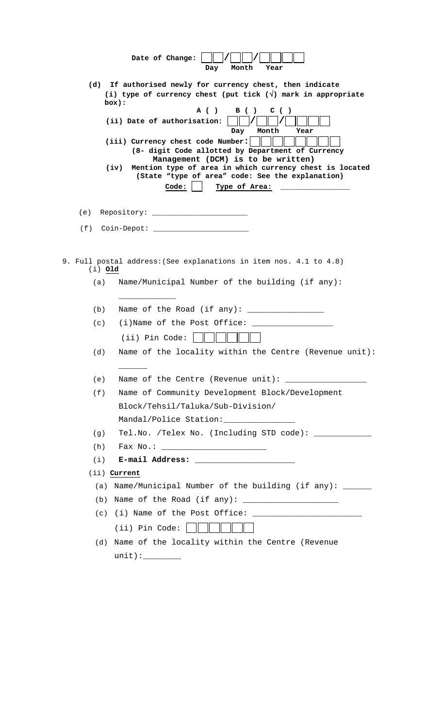**Date of Change:** [ ][ ]/[ ][ ]/[ ][ ][ ][ ]
Day Month Year

**(d) If authorised newly for currency chest, then indicate**

**(i) type of currency chest (put tick (√) mark in appropriate box):**

**A ( ) B ( ) C ( )**

**(ii) Date of authorisation:** [ ][ ]/[ ][ ]/[ ][ ][ ][ ]
Day Month Year

**(iii) Currency chest code Number:** [ ][ ][ ][ ][ ][ ][ ][ ]
**(8- digit Code allotted by Department of Currency Management (DCM) is to be written)**

**(iv) Mention type of area in which currency chest is located (State "type of area" code: See the explanation)**

**Code:** [ ] **Type of Area:** _______________

(e) Repository: _____________________

(f) Coin-Depot: _____________________

9. Full postal address:(See explanations in item nos. 4.1 to 4.8)

(i) **Old**

(a) Name/Municipal Number of the building (if any): ____________

(b) Name of the Road (if any): ________________

(c) (i)Name of the Post Office: _________________

(ii) Pin Code: [ ][ ][ ][ ][ ][ ]

(d) Name of the locality within the Centre (Revenue unit): ______

(e) Name of the Centre (Revenue unit): _________________

(f) Name of Community Development Block/Development Block/Tehsil/Taluka/Sub-Division/ Mandal/Police Station:_______________

(g) Tel.No. /Telex No. (Including STD code): ____________

(h) Fax No.: ______________________

(i) **E-mail Address:** _____________________

(ii) **Current**

(a) Name/Municipal Number of the building (if any): ______

(b) Name of the Road (if any): ____________________

(c) (i) Name of the Post Office: _______________________

(ii) Pin Code: [ ][ ][ ][ ][ ][ ]

(d) Name of the locality within the Centre (Revenue unit):________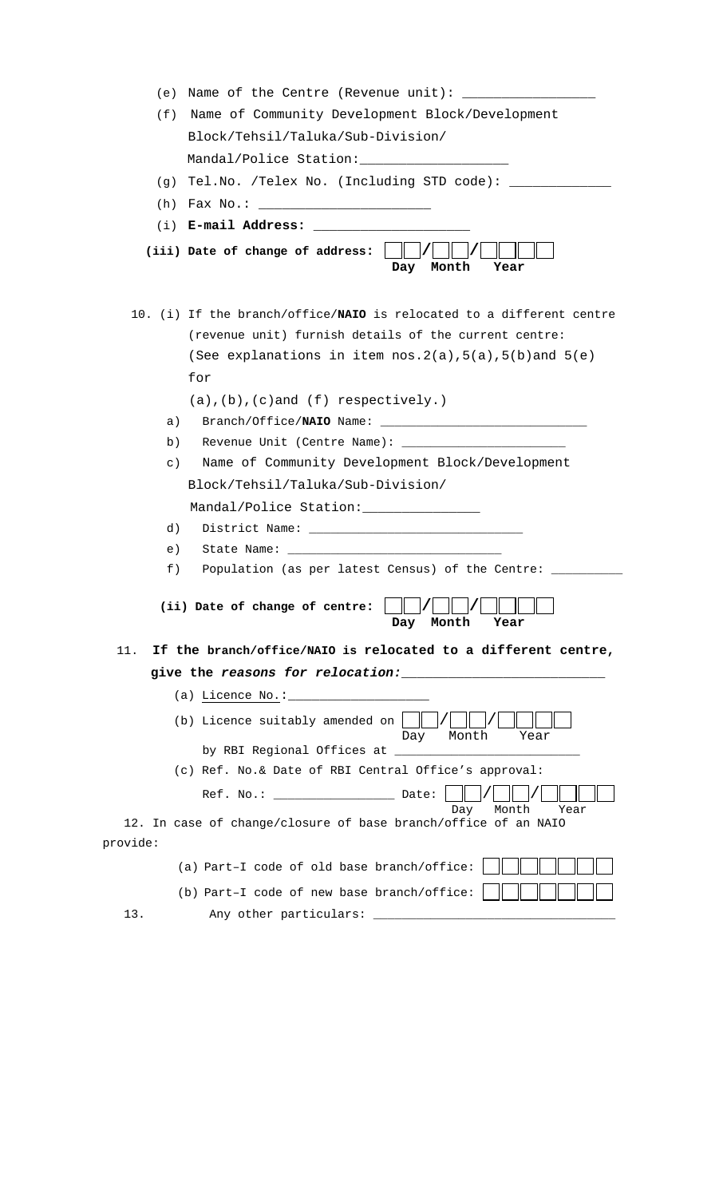(e) Name of the Centre (Revenue unit): _________________

(f) Name of Community Development Block/Development Block/Tehsil/Taluka/Sub-Division/ Mandal/Police Station:___________________

(g) Tel.No. /Telex No. (Including STD code): _____________

(h) Fax No.: ______________________

(i) **E-mail Address:** ____________________

**(iii) Date of change of address:** __ __ / __ __ / __ __ __ __
Day Month Year

10. (i) If the branch/office/**NAIO** is relocated to a different centre (revenue unit) furnish details of the current centre: (See explanations in item nos.2(a),5(a),5(b)and 5(e) for (a),(b),(c)and (f) respectively.)

a) Branch/Office/**NAIO** Name: ____________________________

b) Revenue Unit (Centre Name): ______________________

c) Name of Community Development Block/Development Block/Tehsil/Taluka/Sub-Division/ Mandal/Police Station:_______________

d) District Name: _____________________________

e) State Name: _____________________________

f) Population (as per latest Census) of the Centre: __________

**(ii) Date of change of centre:** __ __ / __ __ / __ __ __ __
Day Month Year

11. **If the branch/office/NAIO is relocated to a different centre, give the *reasons for relocation:***__________________________

(a) Licence No.:___________________

(b) Licence suitably amended on __ __ / __ __ / __ __ __ __ by RBI Regional Offices at _________________________
Day Month Year

(c) Ref. No.& Date of RBI Central Office's approval:

Ref. No.: ________________ Date: __ __ / __ __ / __ __ __ __
Day Month Year

12. In case of change/closure of base branch/office of an NAIO provide:

(a) Part–I code of old base branch/office: __ __ __ __ __ __ __

(b) Part–I code of new base branch/office: __ __ __ __ __ __ __

13. Any other particulars: _________________________________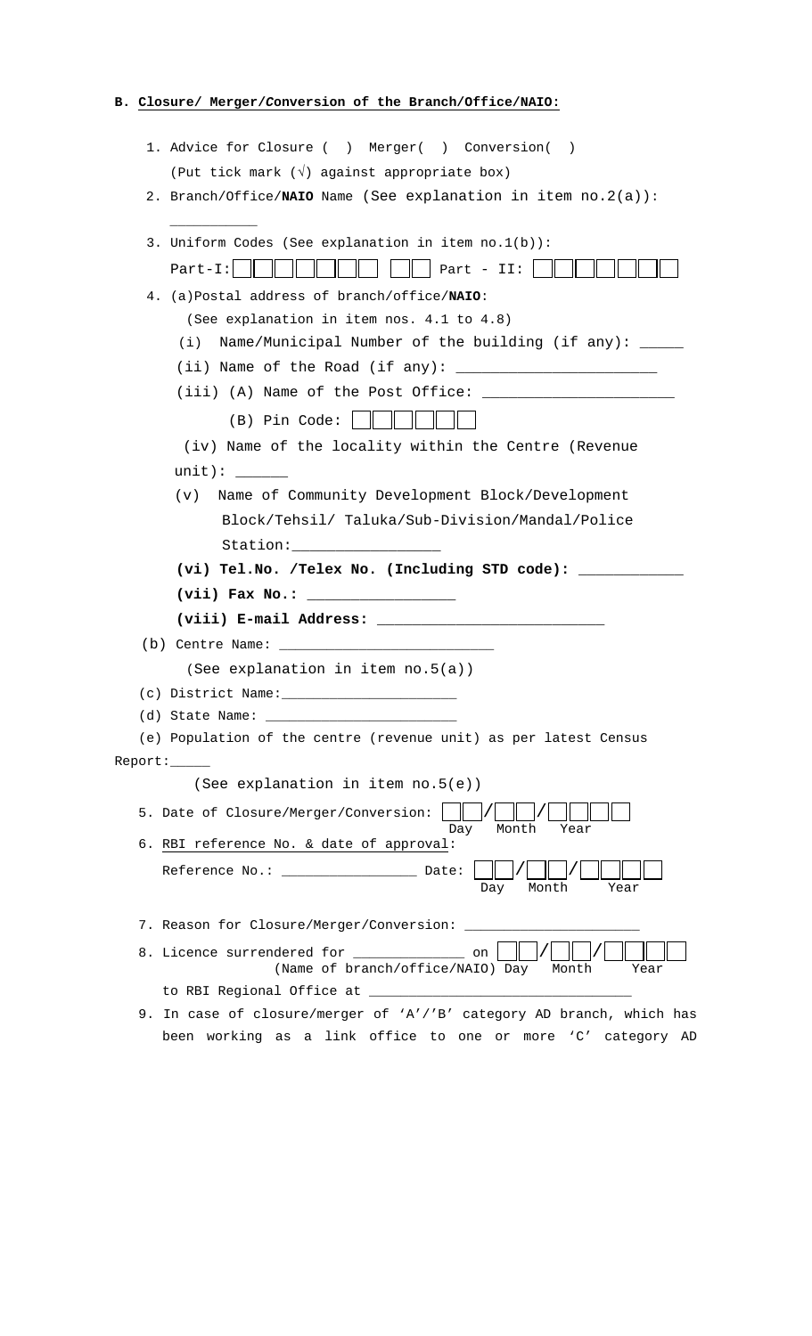**B. <u>Closure/ Merger/Conversion of the Branch/Office/NAIO:</u>**

1. Advice for Closure ( ) Merger( ) Conversion( )

   (Put tick mark (√) against appropriate box)

2. Branch/Office/**NAIO** Name (See explanation in item no.2(a)): ___________

3. Uniform Codes (See explanation in item no.1(b)):

   Part-I: ☐☐☐☐☐☐☐ ☐☐ Part - II: ☐☐☐☐☐☐☐

4. (a)Postal address of branch/office/**NAIO**:

   (See explanation in item nos. 4.1 to 4.8)

   (i) Name/Municipal Number of the building (if any): _____

   (ii) Name of the Road (if any): _______________________

   (iii) (A) Name of the Post Office: ______________________

   (B) Pin Code: ☐☐☐☐☐☐

   (iv) Name of the locality within the Centre (Revenue unit): ______

   (v) Name of Community Development Block/Development Block/Tehsil/ Taluka/Sub-Division/Mandal/Police Station:_________________

   **(vi) Tel.No. /Telex No. (Including STD code): ____________**

   **(vii) Fax No.: _________________**

   **(viii) E-mail Address: __________________________**

   (b) Centre Name: _________________________

   (See explanation in item no.5(a))

   (c) District Name:_____________________

   (d) State Name: ________________________

   (e) Population of the centre (revenue unit) as per latest Census Report:_____

   (See explanation in item no.5(e))

5. Date of Closure/Merger/Conversion: ☐☐/☐☐/☐☐☐☐
   Day Month Year

6. <u>RBI reference No. & date of approval</u>:

   Reference No.: _________________ Date: ☐☐/☐☐/☐☐☐☐
   Day Month Year

7. Reason for Closure/Merger/Conversion: ______________________

8. Licence surrendered for ______________ on ☐☐/☐☐/☐☐☐☐
   (Name of branch/office/NAIO) Day Month Year

   to RBI Regional Office at _________________________________

9. In case of closure/merger of 'A'/'B' category AD branch, which has been working as a link office to one or more 'C' category AD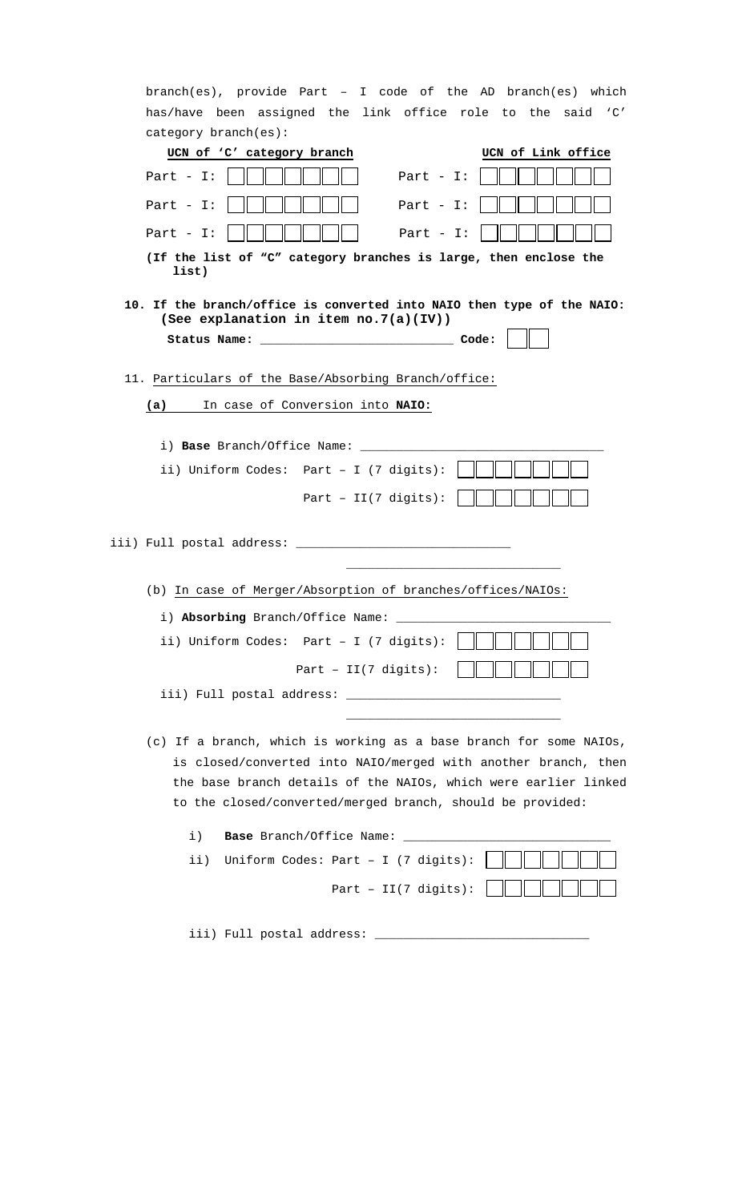branch(es), provide Part – I code of the AD branch(es) which has/have been assigned the link office role to the said 'C' category branch(es):

| **UCN of 'C' category branch** | **UCN of Link office** |
|---|---|
| Part - I: ☐☐☐☐☐☐☐ | Part - I: ☐☐☐☐☐☐☐ |
| Part - I: ☐☐☐☐☐☐☐ | Part - I: ☐☐☐☐☐☐☐ |
| Part - I: ☐☐☐☐☐☐☐ | Part - I: ☐☐☐☐☐☐☐ |

**(If the list of "C" category branches is large, then enclose the list)**

**10. If the branch/office is converted into NAIO then type of the NAIO: (See explanation in item no.7(a)(IV))**

**Status Name:** __________________________ **Code:** ☐☐

11. Particulars of the Base/Absorbing Branch/office:

**(a)** In case of Conversion into **NAIO:**

i) **Base** Branch/Office Name: _________________________________

ii) Uniform Codes: Part – I (7 digits): ☐☐☐☐☐☐☐

Part – II(7 digits): ☐☐☐☐☐☐☐

iii) Full postal address: _____________________________

_____________________________

(b) In case of Merger/Absorption of branches/offices/NAIOs:

i) **Absorbing** Branch/Office Name: _____________________________

ii) Uniform Codes: Part – I (7 digits): ☐☐☐☐☐☐☐

Part – II(7 digits): ☐☐☐☐☐☐☐

iii) Full postal address: _____________________________

_____________________________

(c) If a branch, which is working as a base branch for some NAIOs, is closed/converted into NAIO/merged with another branch, then the base branch details of the NAIOs, which were earlier linked to the closed/converted/merged branch, should be provided:

i) **Base** Branch/Office Name: ____________________________

ii) Uniform Codes: Part – I (7 digits): ☐☐☐☐☐☐☐

Part – II(7 digits): ☐☐☐☐☐☐☐

iii) Full postal address: _____________________________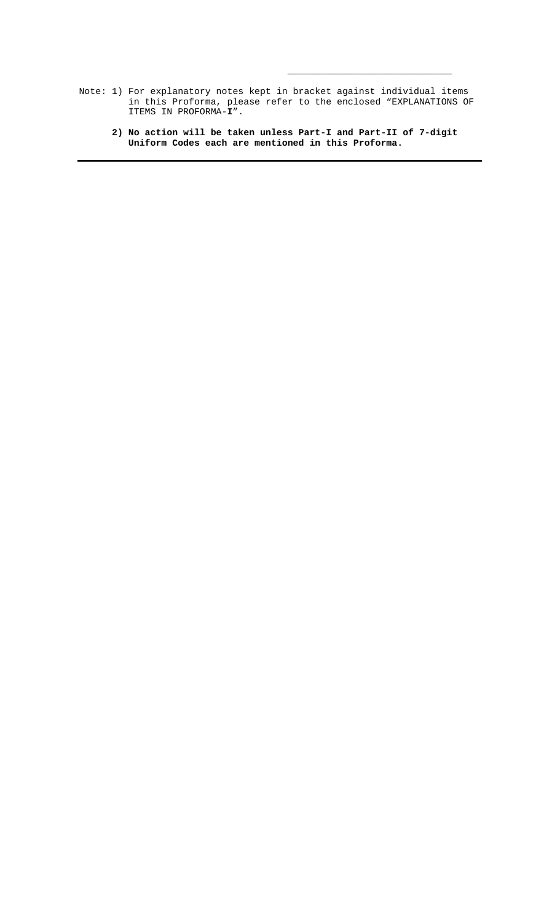Note: 1) For explanatory notes kept in bracket against individual items in this Proforma, please refer to the enclosed "EXPLANATIONS OF ITEMS IN PROFORMA-**I**".

**2) No action will be taken unless Part-I and Part-II of 7-digit Uniform Codes each are mentioned in this Proforma.**

---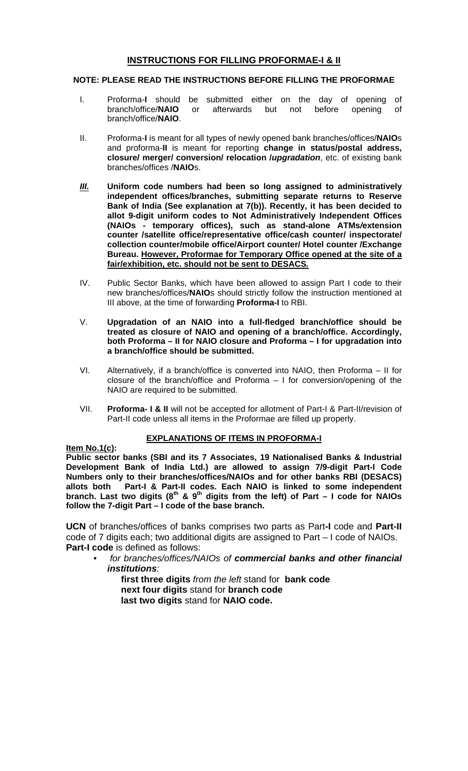## INSTRUCTIONS FOR FILLING PROFORMAE-I & II

**NOTE: PLEASE READ THE INSTRUCTIONS BEFORE FILLING THE PROFORMAE**

I. Proforma-**I** should be submitted either on the day of opening of branch/office/**NAIO** or afterwards but not before opening of branch/office/**NAIO**.

II. Proforma-**I** is meant for all types of newly opened bank branches/offices/**NAIO**s and proforma-**II** is meant for reporting **change in status/postal address, closure/ merger/ conversion/ relocation /*upgradation***, etc. of existing bank branches/offices /**NAIO**s.

***III.*** **Uniform code numbers had been so long assigned to administratively independent offices/branches, submitting separate returns to Reserve Bank of India (See explanation at 7(b)). Recently, it has been decided to allot 9-digit uniform codes to Not Administratively Independent Offices (NAIOs - temporary offices), such as stand-alone ATMs/extension counter /satellite office/representative office/cash counter/ inspectorate/ collection counter/mobile office/Airport counter/ Hotel counter /Exchange Bureau. However, Proformae for Temporary Office opened at the site of a fair/exhibition, etc. should not be sent to DESACS.**

IV. Public Sector Banks, which have been allowed to assign Part I code to their new branches/offices/**NAIO**s should strictly follow the instruction mentioned at III above, at the time of forwarding **Proforma-I** to RBI.

V. **Upgradation of an NAIO into a full-fledged branch/office should be treated as closure of NAIO and opening of a branch/office. Accordingly, both Proforma – II for NAIO closure and Proforma – I for upgradation into a branch/office should be submitted.**

VI. Alternatively, if a branch/office is converted into NAIO, then Proforma – II for closure of the branch/office and Proforma – I for conversion/opening of the NAIO are required to be submitted.

VII. **Proforma- I & II** will not be accepted for allotment of Part-I & Part-II/revision of Part-II code unless all items in the Proformae are filled up properly.

### EXPLANATIONS OF ITEMS IN PROFORMA-I

**Item No.1(c):**

**Public sector banks (SBI and its 7 Associates, 19 Nationalised Banks & Industrial Development Bank of India Ltd.) are allowed to assign 7/9-digit Part-I Code Numbers only to their branches/offices/NAIOs and for other banks RBI (DESACS) allots both Part-I & Part-II codes. Each NAIO is linked to some independent branch. Last two digits (8th & 9th digits from the left) of Part – I code for NAIOs follow the 7-digit Part – I code of the base branch.**

**UCN** of branches/offices of banks comprises two parts as Part-**I** code and **Part-II** code of 7 digits each; two additional digits are assigned to Part – I code of NAIOs. **Part-I code** is defined as follows:

- *for branches/offices/NAIOs of **commercial banks and other financial institutions**:*

  **first three digits** *from the left* stand for **bank code**
  **next four digits** stand for **branch code**
  **last two digits** stand for **NAIO code.**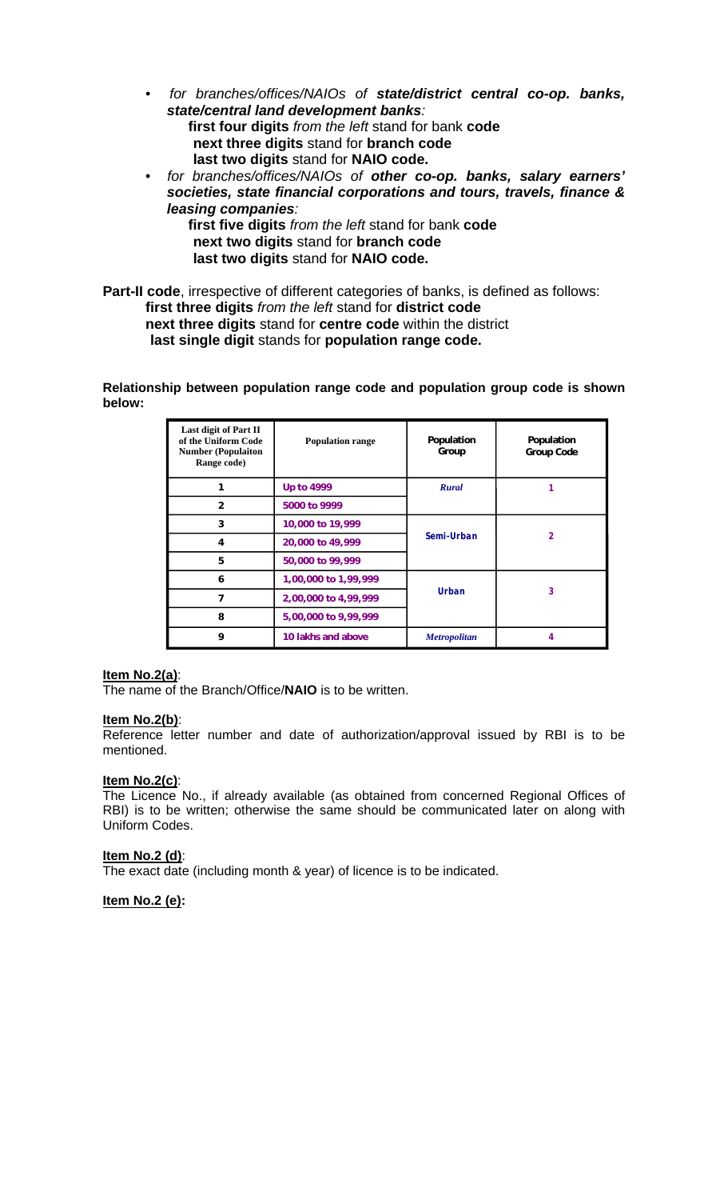- *for branches/offices/NAIOs of* ***state/district central co-op. banks, state/central land development banks****:*
  - **first four digits** *from the left* stand for bank **code**
  - **next three digits** stand for **branch code**
  - **last two digits** stand for **NAIO code.**
- *for branches/offices/NAIOs of* ***other co-op. banks, salary earners' societies, state financial corporations and tours, travels, finance & leasing companies****:*
  - **first five digits** *from the left* stand for bank **code**
  - **next two digits** stand for **branch code**
  - **last two digits** stand for **NAIO code.**

**Part-II code**, irrespective of different categories of banks, is defined as follows:

- **first three digits** *from the left* stand for **district code**
- **next three digits** stand for **centre code** within the district
- **last single digit** stands for **population range code.**

**Relationship between population range code and population group code is shown below:**

| Last digit of Part II of the Uniform Code Number (Populaiton Range code) | Population range | Population Group | Population Group Code |
|---|---|---|---|
| 1 | Up to 4999 | *Rural* | 1 |
| 2 | 5000 to 9999 | | |
| 3 | 10,000 to 19,999 | Semi-Urban | 2 |
| 4 | 20,000 to 49,999 | | |
| 5 | 50,000 to 99,999 | | |
| 6 | 1,00,000 to 1,99,999 | Urban | 3 |
| 7 | 2,00,000 to 4,99,999 | | |
| 8 | 5,00,000 to 9,99,999 | | |
| 9 | 10 lakhs and above | *Metropolitan* | 4 |

**Item No.2(a)**:

The name of the Branch/Office/**NAIO** is to be written.

**Item No.2(b)**:

Reference letter number and date of authorization/approval issued by RBI is to be mentioned.

**Item No.2(c)**:

The Licence No., if already available (as obtained from concerned Regional Offices of RBI) is to be written; otherwise the same should be communicated later on along with Uniform Codes.

**Item No.2 (d)**:

The exact date (including month & year) of licence is to be indicated.

**Item No.2 (e):**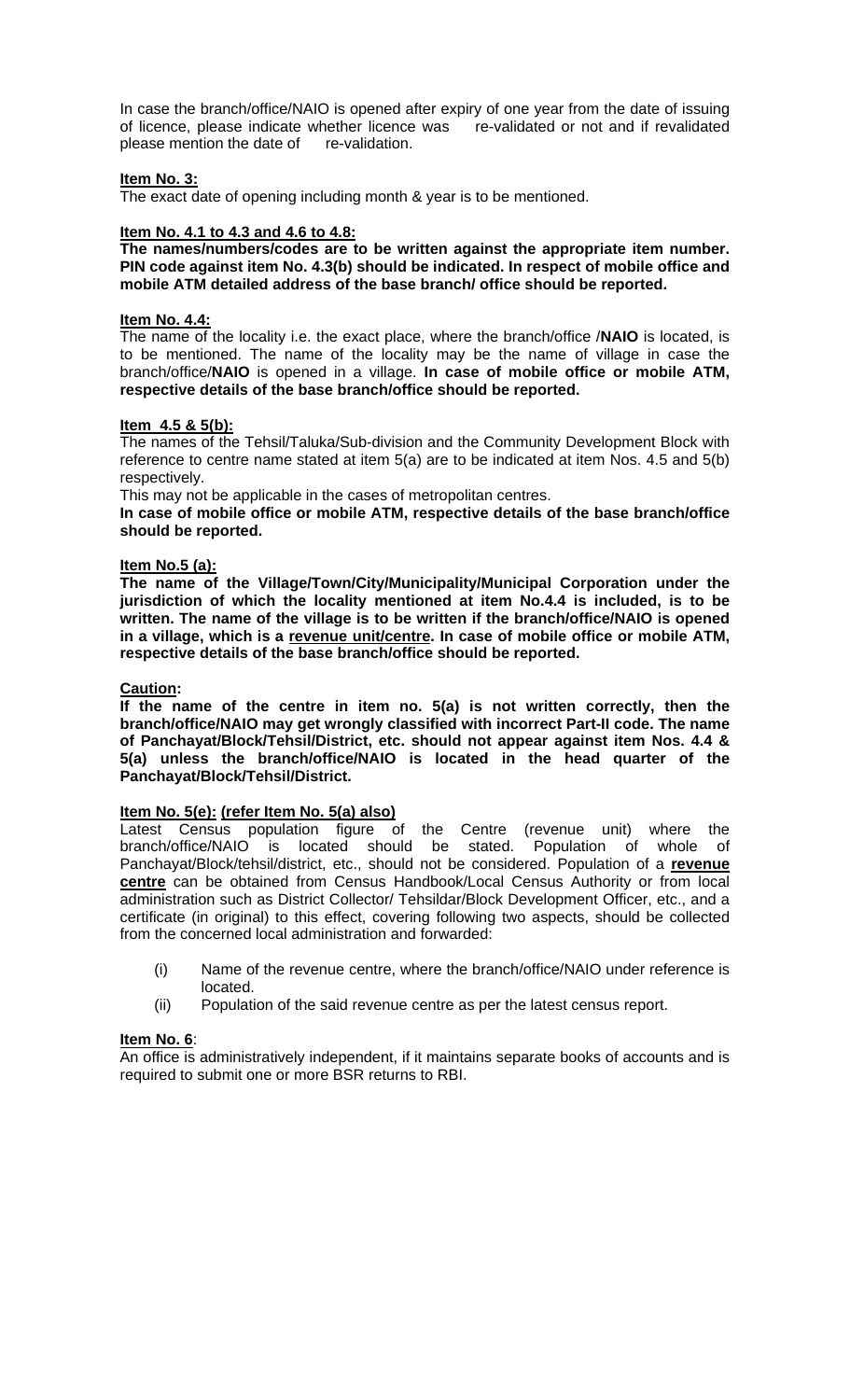In case the branch/office/NAIO is opened after expiry of one year from the date of issuing of licence, please indicate whether licence was re-validated or not and if revalidated please mention the date of re-validation.

**Item No. 3:**

The exact date of opening including month & year is to be mentioned.

**Item No. 4.1 to 4.3 and 4.6 to 4.8:**

**The names/numbers/codes are to be written against the appropriate item number. PIN code against item No. 4.3(b) should be indicated. In respect of mobile office and mobile ATM detailed address of the base branch/ office should be reported.**

**Item No. 4.4:**

The name of the locality i.e. the exact place, where the branch/office /**NAIO** is located, is to be mentioned. The name of the locality may be the name of village in case the branch/office/**NAIO** is opened in a village. **In case of mobile office or mobile ATM, respective details of the base branch/office should be reported.**

**Item 4.5 & 5(b):**

The names of the Tehsil/Taluka/Sub-division and the Community Development Block with reference to centre name stated at item 5(a) are to be indicated at item Nos. 4.5 and 5(b) respectively.

This may not be applicable in the cases of metropolitan centres.

**In case of mobile office or mobile ATM, respective details of the base branch/office should be reported.**

**Item No.5 (a):**

**The name of the Village/Town/City/Municipality/Municipal Corporation under the jurisdiction of which the locality mentioned at item No.4.4 is included, is to be written. The name of the village is to be written if the branch/office/NAIO is opened in a village, which is a <u>revenue unit/centre</u>. In case of mobile office or mobile ATM, respective details of the base branch/office should be reported.**

**Caution:**

**If the name of the centre in item no. 5(a) is not written correctly, then the branch/office/NAIO may get wrongly classified with incorrect Part-II code. The name of Panchayat/Block/Tehsil/District, etc. should not appear against item Nos. 4.4 & 5(a) unless the branch/office/NAIO is located in the head quarter of the Panchayat/Block/Tehsil/District.**

**Item No. 5(e): (refer Item No. 5(a) also)**

Latest Census population figure of the Centre (revenue unit) where the branch/office/NAIO is located should be stated. Population of whole of Panchayat/Block/tehsil/district, etc., should not be considered. Population of a **<u>revenue centre</u>** can be obtained from Census Handbook/Local Census Authority or from local administration such as District Collector/ Tehsildar/Block Development Officer, etc., and a certificate (in original) to this effect, covering following two aspects, should be collected from the concerned local administration and forwarded:

(i) Name of the revenue centre, where the branch/office/NAIO under reference is located.

(ii) Population of the said revenue centre as per the latest census report.

**Item No. 6**:

An office is administratively independent, if it maintains separate books of accounts and is required to submit one or more BSR returns to RBI.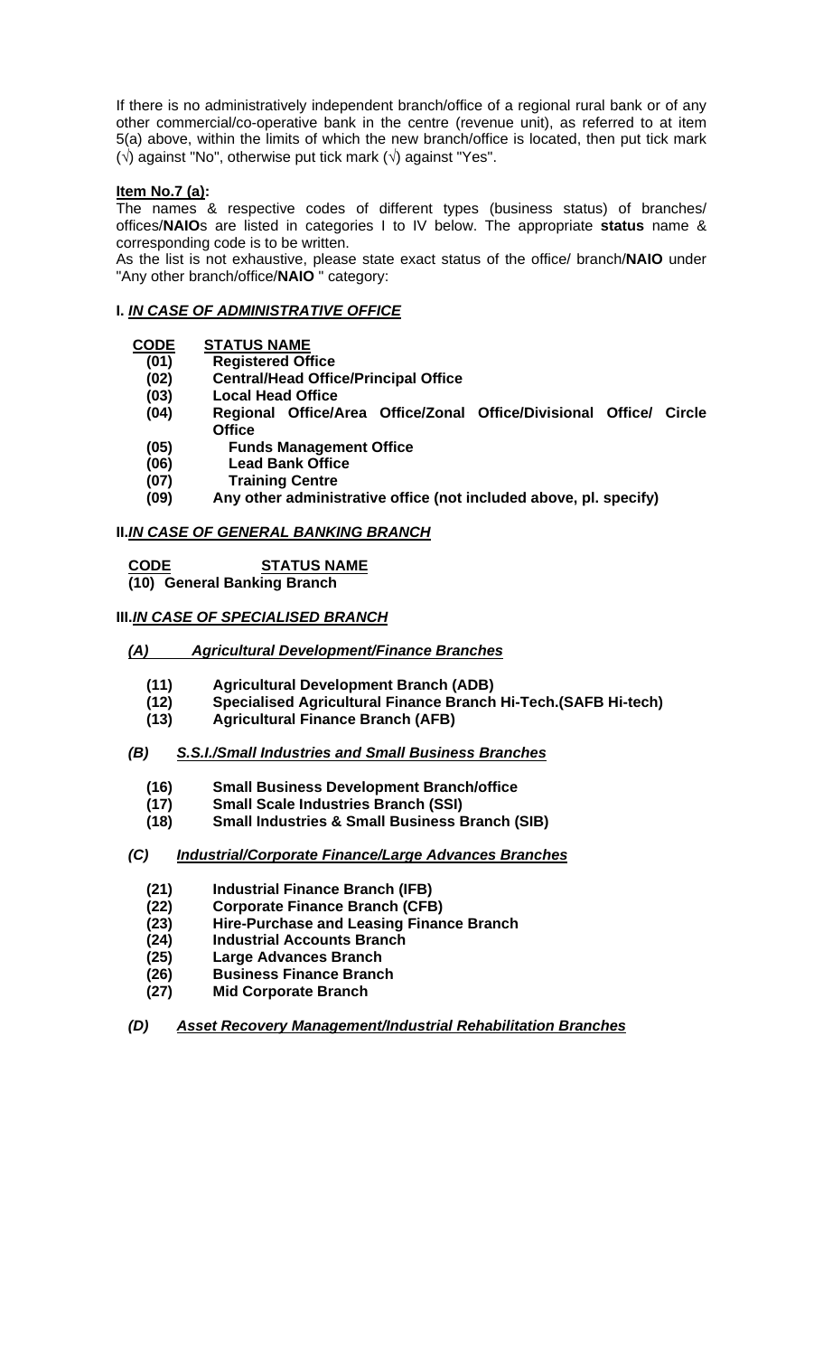If there is no administratively independent branch/office of a regional rural bank or of any other commercial/co-operative bank in the centre (revenue unit), as referred to at item 5(a) above, within the limits of which the new branch/office is located, then put tick mark (√) against "No", otherwise put tick mark (√) against "Yes".

**Item No.7 (a):**

The names & respective codes of different types (business status) of branches/ offices/**NAIO**s are listed in categories I to IV below. The appropriate **status** name & corresponding code is to be written.

As the list is not exhaustive, please state exact status of the office/ branch/**NAIO** under "Any other branch/office/**NAIO** " category:

**I. *IN CASE OF ADMINISTRATIVE OFFICE***

| CODE | STATUS NAME |
|---|---|
| **(01)** | **Registered Office** |
| **(02)** | **Central/Head Office/Principal Office** |
| **(03)** | **Local Head Office** |
| **(04)** | **Regional Office/Area Office/Zonal Office/Divisional Office/ Circle Office** |
| **(05)** | **Funds Management Office** |
| **(06)** | **Lead Bank Office** |
| **(07)** | **Training Centre** |
| **(09)** | **Any other administrative office (not included above, pl. specify)** |

**II. *IN CASE OF GENERAL BANKING BRANCH***

| CODE | STATUS NAME |
|---|---|
| **(10)** | **General Banking Branch** |

**III. *IN CASE OF SPECIALISED BRANCH***

***(A) Agricultural Development/Finance Branches***

- **(11) Agricultural Development Branch (ADB)**
- **(12) Specialised Agricultural Finance Branch Hi-Tech.(SAFB Hi-tech)**
- **(13) Agricultural Finance Branch (AFB)**

***(B) S.S.I./Small Industries and Small Business Branches***

- **(16) Small Business Development Branch/office**
- **(17) Small Scale Industries Branch (SSI)**
- **(18) Small Industries & Small Business Branch (SIB)**

***(C) Industrial/Corporate Finance/Large Advances Branches***

- **(21) Industrial Finance Branch (IFB)**
- **(22) Corporate Finance Branch (CFB)**
- **(23) Hire-Purchase and Leasing Finance Branch**
- **(24) Industrial Accounts Branch**
- **(25) Large Advances Branch**
- **(26) Business Finance Branch**
- **(27) Mid Corporate Branch**

***(D) Asset Recovery Management/Industrial Rehabilitation Branches***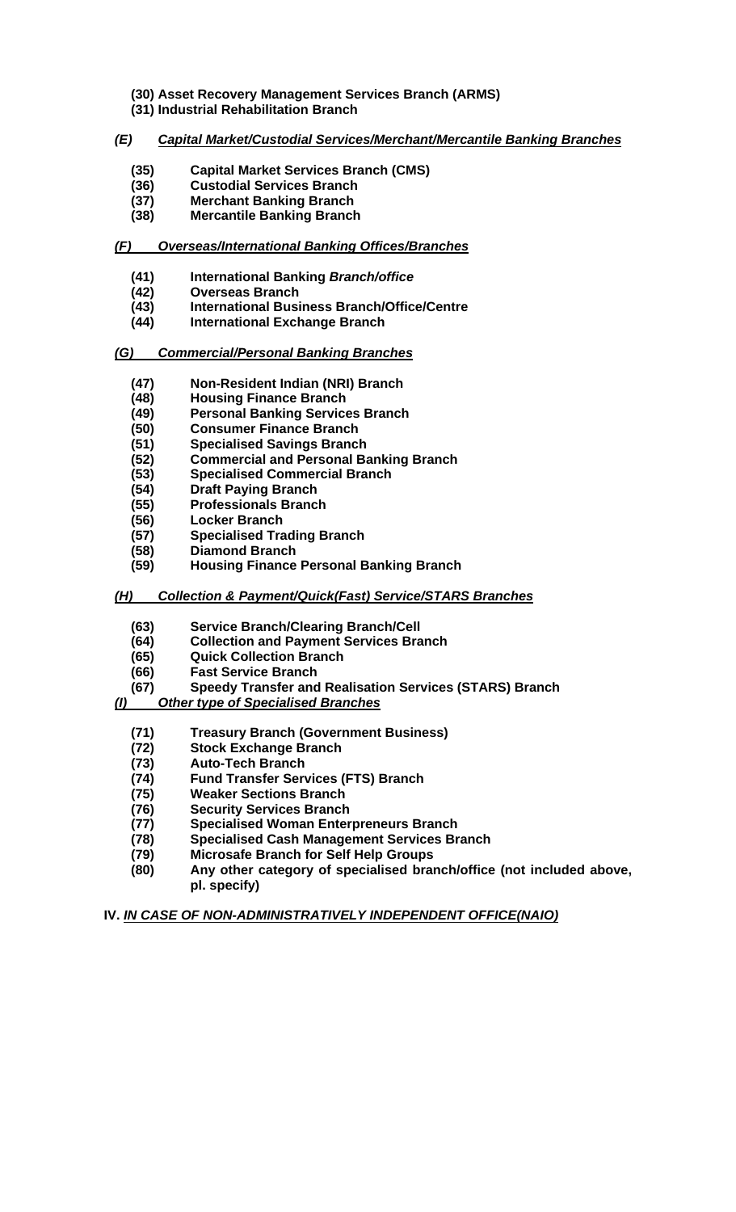**(30) Asset Recovery Management Services Branch (ARMS)**
**(31) Industrial Rehabilitation Branch**

***(E) Capital Market/Custodial Services/Merchant/Mercantile Banking Branches***

**(35) Capital Market Services Branch (CMS)**
**(36) Custodial Services Branch**
**(37) Merchant Banking Branch**
**(38) Mercantile Banking Branch**

***(F) Overseas/International Banking Offices/Branches***

**(41) International Banking *Branch/office***
**(42) Overseas Branch**
**(43) International Business Branch/Office/Centre**
**(44) International Exchange Branch**

***(G) Commercial/Personal Banking Branches***

**(47) Non-Resident Indian (NRI) Branch**
**(48) Housing Finance Branch**
**(49) Personal Banking Services Branch**
**(50) Consumer Finance Branch**
**(51) Specialised Savings Branch**
**(52) Commercial and Personal Banking Branch**
**(53) Specialised Commercial Branch**
**(54) Draft Paying Branch**
**(55) Professionals Branch**
**(56) Locker Branch**
**(57) Specialised Trading Branch**
**(58) Diamond Branch**
**(59) Housing Finance Personal Banking Branch**

***(H) Collection & Payment/Quick(Fast) Service/STARS Branches***

**(63) Service Branch/Clearing Branch/Cell**
**(64) Collection and Payment Services Branch**
**(65) Quick Collection Branch**
**(66) Fast Service Branch**
**(67) Speedy Transfer and Realisation Services (STARS) Branch**

***(I) Other type of Specialised Branches***

**(71) Treasury Branch (Government Business)**
**(72) Stock Exchange Branch**
**(73) Auto-Tech Branch**
**(74) Fund Transfer Services (FTS) Branch**
**(75) Weaker Sections Branch**
**(76) Security Services Branch**
**(77) Specialised Woman Enterpreneurs Branch**
**(78) Specialised Cash Management Services Branch**
**(79) Microsafe Branch for Self Help Groups**
**(80) Any other category of specialised branch/office (not included above, pl. specify)**

**IV. *IN CASE OF NON-ADMINISTRATIVELY INDEPENDENT OFFICE(NAIO)***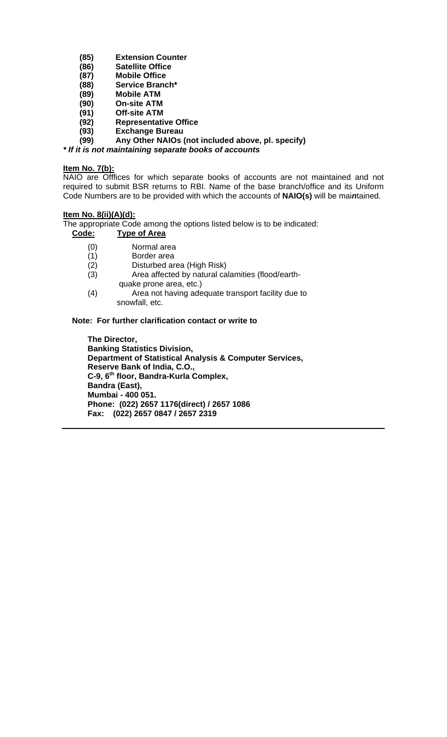**(85) Extension Counter**
**(86) Satellite Office**
**(87) Mobile Office**
**(88) Service Branch***
**(89) Mobile ATM**
**(90) On-site ATM**
**(91) Off-site ATM**
**(92) Representative Office**
**(93) Exchange Bureau**
**(99) Any Other NAIOs (not included above, pl. specify)**

***\* If it is not maintaining separate books of accounts***

**Item No. 7(b):**

NAIO are Offfices for which separate books of accounts are not maintained and not required to submit BSR returns to RBI. Name of the base branch/office and its Uniform Code Numbers are to be provided with which the accounts of **NAIO(s)** will be mai***n***tained.

**Item No. 8(ii)(A)(d):**

The appropriate Code among the options listed below is to be indicated:

| **Code:** | **Type of Area** |
|---|---|
| (0) | Normal area |
| (1) | Border area |
| (2) | Disturbed area (High Risk) |
| (3) | Area affected by natural calamities (flood/earth-quake prone area, etc.) |
| (4) | Area not having adequate transport facility due to snowfall, etc. |

**Note: For further clarification contact or write to**

**The Director,**
**Banking Statistics Division,**
**Department of Statistical Analysis & Computer Services,**
**Reserve Bank of India, C.O.,**
**C-9, 6th floor, Bandra-Kurla Complex,**
**Bandra (East),**
**Mumbai - 400 051.**
**Phone: (022) 2657 1176(direct) / 2657 1086**
**Fax: (022) 2657 0847 / 2657 2319**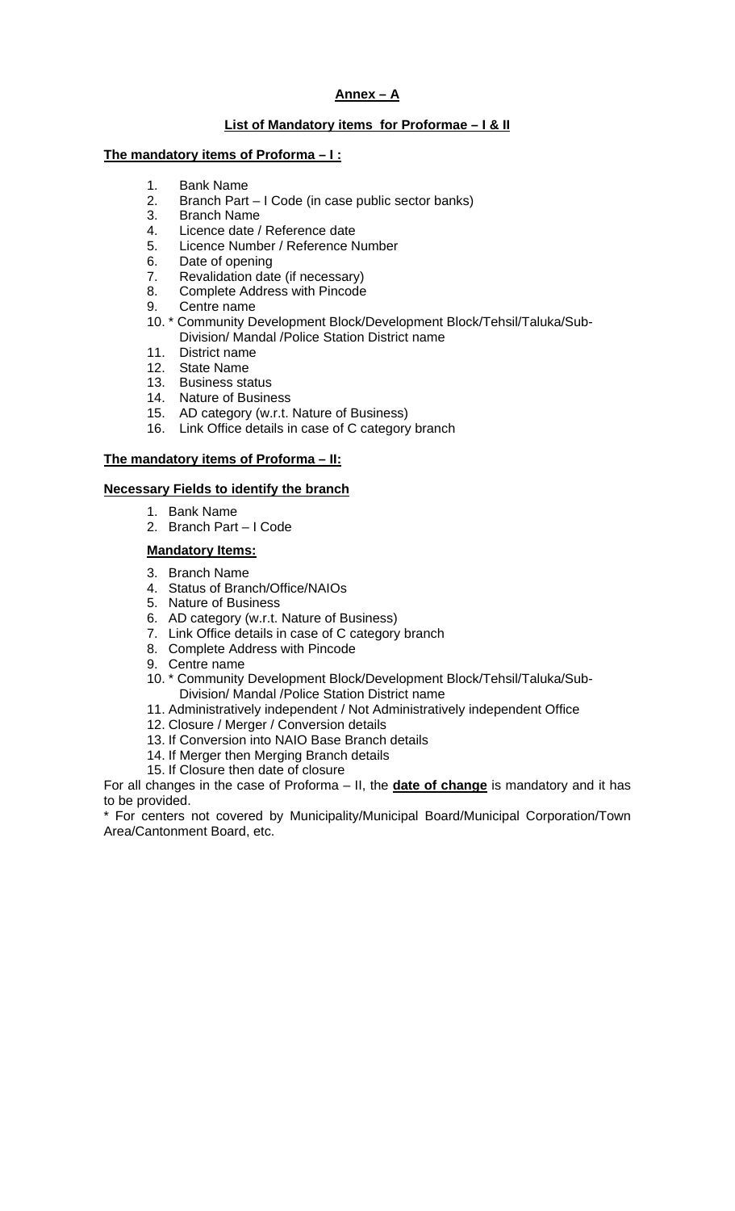## Annex – A

### List of Mandatory items for Proformae – I & II

**The mandatory items of Proforma – I :**

1. Bank Name
2. Branch Part – I Code (in case public sector banks)
3. Branch Name
4. Licence date / Reference date
5. Licence Number / Reference Number
6. Date of opening
7. Revalidation date (if necessary)
8. Complete Address with Pincode
9. Centre name
10. * Community Development Block/Development Block/Tehsil/Taluka/Sub-Division/ Mandal /Police Station District name
11. District name
12. State Name
13. Business status
14. Nature of Business
15. AD category (w.r.t. Nature of Business)
16. Link Office details in case of C category branch

**The mandatory items of Proforma – II:**

**Necessary Fields to identify the branch**

1. Bank Name
2. Branch Part – I Code

**Mandatory Items:**

3. Branch Name
4. Status of Branch/Office/NAIOs
5. Nature of Business
6. AD category (w.r.t. Nature of Business)
7. Link Office details in case of C category branch
8. Complete Address with Pincode
9. Centre name
10. * Community Development Block/Development Block/Tehsil/Taluka/Sub-Division/ Mandal /Police Station District name
11. Administratively independent / Not Administratively independent Office
12. Closure / Merger / Conversion details
13. If Conversion into NAIO Base Branch details
14. If Merger then Merging Branch details
15. If Closure then date of closure

For all changes in the case of Proforma – II, the **date of change** is mandatory and it has to be provided.

* For centers not covered by Municipality/Municipal Board/Municipal Corporation/Town Area/Cantonment Board, etc.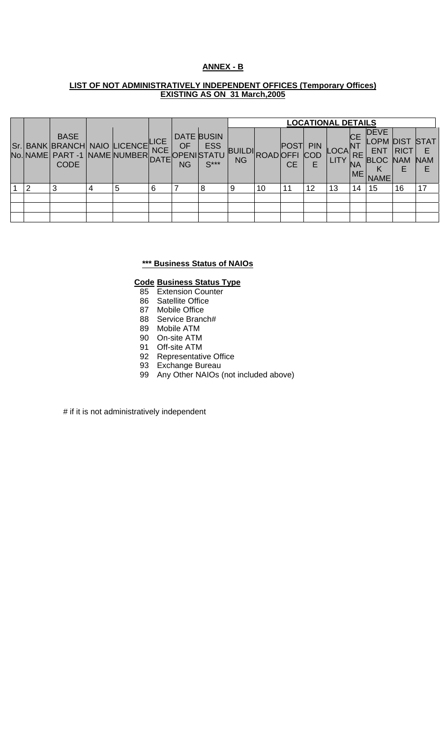## ANNEX - B

### LIST OF NOT ADMINISTRATIVELY INDEPENDENT OFFICES (Temporary Offices) EXISTING AS ON 31 March,2005

| | | | | | | | | LOCATIONAL DETAILS | | | | | | | | |
|---|---|---|---|---|---|---|---|---|---|---|---|---|---|---|---|---|
| Sr. No. | BANK NAME | BASE BRANCH PART -1 CODE | NAIO NAME | LICENCE NUMBER | LICENCE DATE | DATE OF OPENING | BUSINESS STATUS*** | BUILDING | ROAD | POST OFFICE | PIN CODE | LOCALITY | CENTRE NAME | DEVELOPMENT BLOCK NAME | DISTRICT NAME | STATE NAME |
| 1 | 2 | 3 | 4 | 5 | 6 | 7 | 8 | 9 | 10 | 11 | 12 | 13 | 14 | 15 | 16 | 17 |
| | | | | | | | | | | | | | | | | |
| | | | | | | | | | | | | | | | | |
| | | | | | | | | | | | | | | | | |

**\*\*\* Business Status of NAIOs**

| Code | Business Status Type |
|---|---|
| 85 | Extension Counter |
| 86 | Satellite Office |
| 87 | Mobile Office |
| 88 | Service Branch# |
| 89 | Mobile ATM |
| 90 | On-site ATM |
| 91 | Off-site ATM |
| 92 | Representative Office |
| 93 | Exchange Bureau |
| 99 | Any Other NAIOs (not included above) |

# if it is not administratively independent